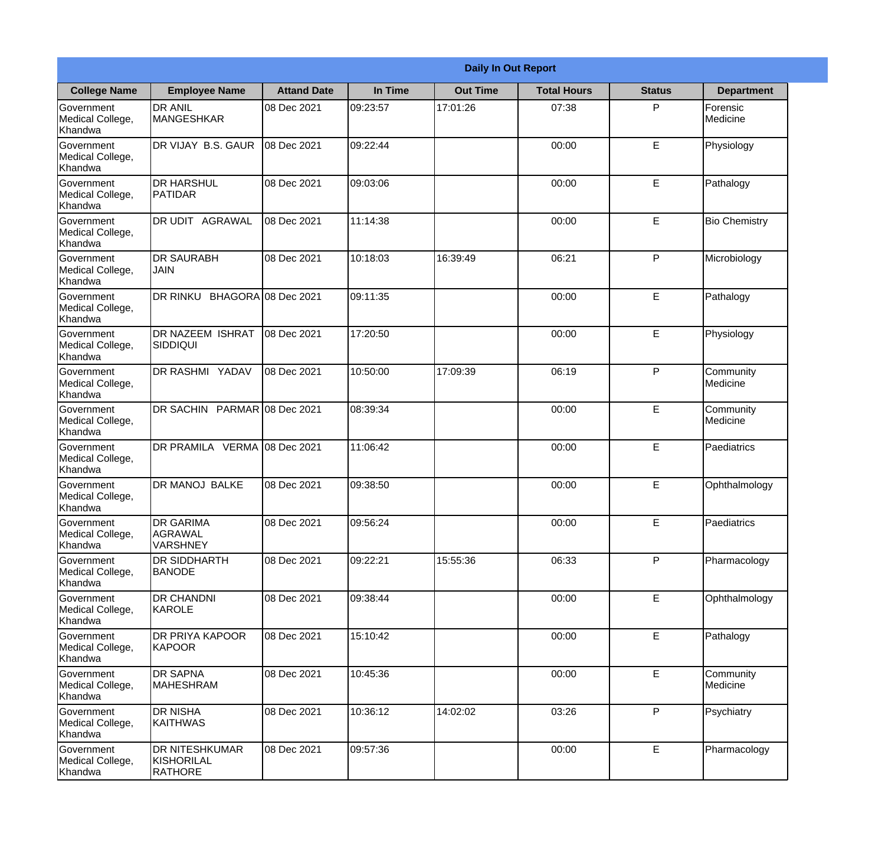**Daily In Out Report**

| College Name | Employee Name | Attand Date | In Time | Out Time | Total Hours | Status | Department |
|---|---|---|---|---|---|---|---|
| Government Medical College, Khandwa | DR ANIL MANGESHKAR | 08 Dec 2021 | 09:23:57 | 17:01:26 | 07:38 | P | Forensic Medicine |
| Government Medical College, Khandwa | DR VIJAY B.S. GAUR | 08 Dec 2021 | 09:22:44 | | 00:00 | E | Physiology |
| Government Medical College, Khandwa | DR HARSHUL PATIDAR | 08 Dec 2021 | 09:03:06 | | 00:00 | E | Pathalogy |
| Government Medical College, Khandwa | DR UDIT AGRAWAL | 08 Dec 2021 | 11:14:38 | | 00:00 | E | Bio Chemistry |
| Government Medical College, Khandwa | DR SAURABH JAIN | 08 Dec 2021 | 10:18:03 | 16:39:49 | 06:21 | P | Microbiology |
| Government Medical College, Khandwa | DR RINKU BHAGORA | 08 Dec 2021 | 09:11:35 | | 00:00 | E | Pathalogy |
| Government Medical College, Khandwa | DR NAZEEM ISHRAT SIDDIQUI | 08 Dec 2021 | 17:20:50 | | 00:00 | E | Physiology |
| Government Medical College, Khandwa | DR RASHMI YADAV | 08 Dec 2021 | 10:50:00 | 17:09:39 | 06:19 | P | Community Medicine |
| Government Medical College, Khandwa | DR SACHIN PARMAR | 08 Dec 2021 | 08:39:34 | | 00:00 | E | Community Medicine |
| Government Medical College, Khandwa | DR PRAMILA VERMA | 08 Dec 2021 | 11:06:42 | | 00:00 | E | Paediatrics |
| Government Medical College, Khandwa | DR MANOJ BALKE | 08 Dec 2021 | 09:38:50 | | 00:00 | E | Ophthalmology |
| Government Medical College, Khandwa | DR GARIMA AGRAWAL VARSHNEY | 08 Dec 2021 | 09:56:24 | | 00:00 | E | Paediatrics |
| Government Medical College, Khandwa | DR SIDDHARTH BANODE | 08 Dec 2021 | 09:22:21 | 15:55:36 | 06:33 | P | Pharmacology |
| Government Medical College, Khandwa | DR CHANDNI KAROLE | 08 Dec 2021 | 09:38:44 | | 00:00 | E | Ophthalmology |
| Government Medical College, Khandwa | DR PRIYA KAPOOR KAPOOR | 08 Dec 2021 | 15:10:42 | | 00:00 | E | Pathalogy |
| Government Medical College, Khandwa | DR SAPNA MAHESHRAM | 08 Dec 2021 | 10:45:36 | | 00:00 | E | Community Medicine |
| Government Medical College, Khandwa | DR NISHA KAITHWAS | 08 Dec 2021 | 10:36:12 | 14:02:02 | 03:26 | P | Psychiatry |
| Government Medical College, Khandwa | DR NITESHKUMAR KISHORILAL RATHORE | 08 Dec 2021 | 09:57:36 | | 00:00 | E | Pharmacology |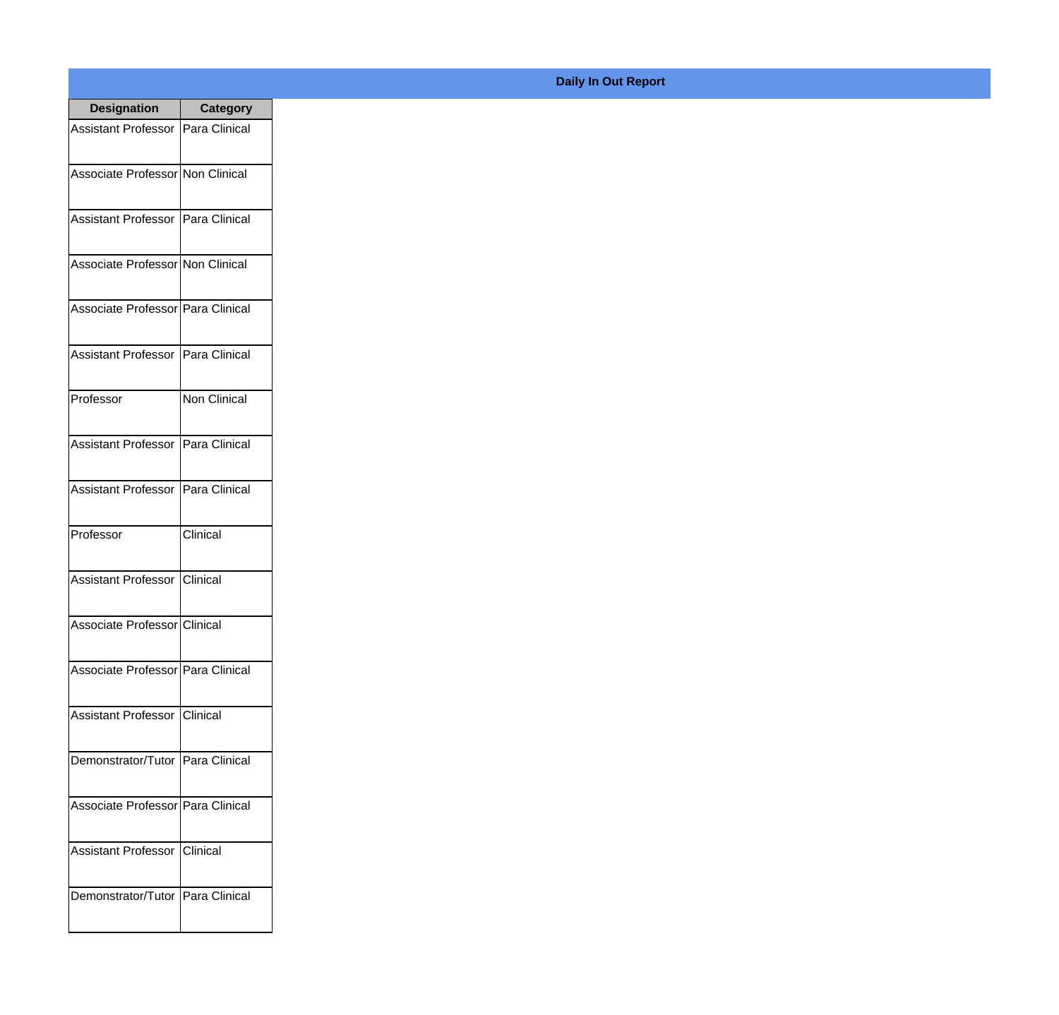**Daily In Out Report**

| Designation | Category |
|---|---|
| Assistant Professor | Para Clinical |
| Associate Professor | Non Clinical |
| Assistant Professor | Para Clinical |
| Associate Professor | Non Clinical |
| Associate Professor | Para Clinical |
| Assistant Professor | Para Clinical |
| Professor | Non Clinical |
| Assistant Professor | Para Clinical |
| Assistant Professor | Para Clinical |
| Professor | Clinical |
| Assistant Professor | Clinical |
| Associate Professor | Clinical |
| Associate Professor | Para Clinical |
| Assistant Professor | Clinical |
| Demonstrator/Tutor | Para Clinical |
| Associate Professor | Para Clinical |
| Assistant Professor | Clinical |
| Demonstrator/Tutor | Para Clinical |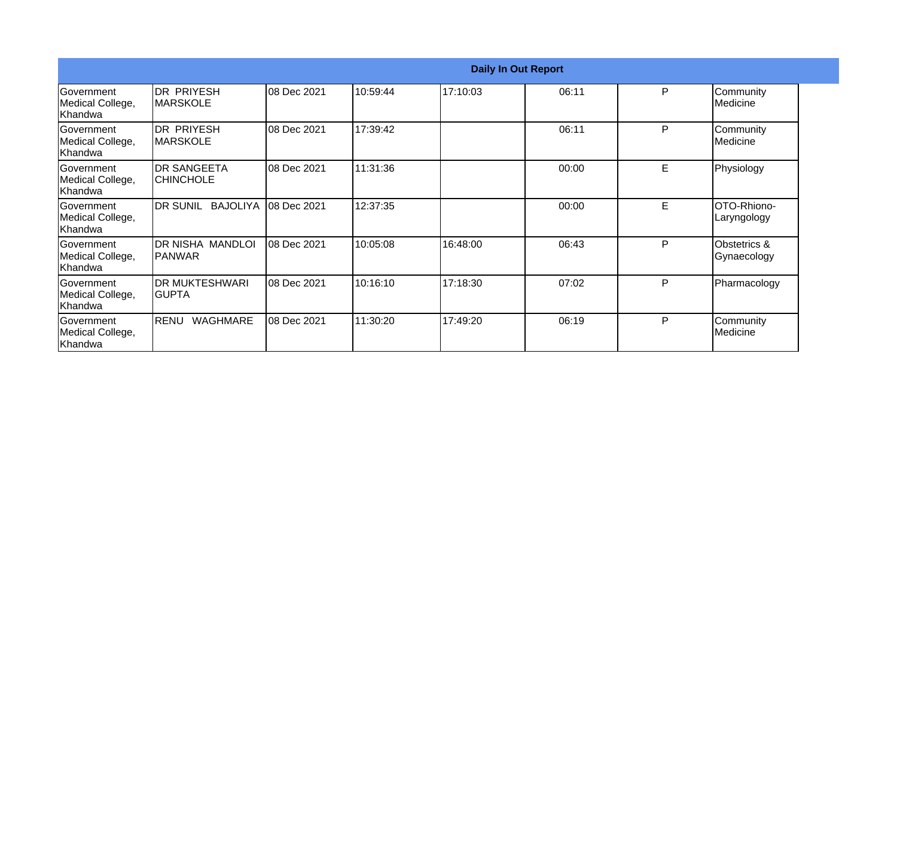| Daily In Out Report | | | | | | | |
|---|---|---|---|---|---|---|---|
| Government Medical College, Khandwa | DR PRIYESH MARSKOLE | 08 Dec 2021 | 10:59:44 | 17:10:03 | 06:11 | P | Community Medicine |
| Government Medical College, Khandwa | DR PRIYESH MARSKOLE | 08 Dec 2021 | 17:39:42 | | 06:11 | P | Community Medicine |
| Government Medical College, Khandwa | DR SANGEETA CHINCHOLE | 08 Dec 2021 | 11:31:36 | | 00:00 | E | Physiology |
| Government Medical College, Khandwa | DR SUNIL BAJOLIYA | 08 Dec 2021 | 12:37:35 | | 00:00 | E | OTO-Rhiono-Laryngology |
| Government Medical College, Khandwa | DR NISHA MANDLOI PANWAR | 08 Dec 2021 | 10:05:08 | 16:48:00 | 06:43 | P | Obstetrics & Gynaecology |
| Government Medical College, Khandwa | DR MUKTESHWARI GUPTA | 08 Dec 2021 | 10:16:10 | 17:18:30 | 07:02 | P | Pharmacology |
| Government Medical College, Khandwa | RENU WAGHMARE | 08 Dec 2021 | 11:30:20 | 17:49:20 | 06:19 | P | Community Medicine |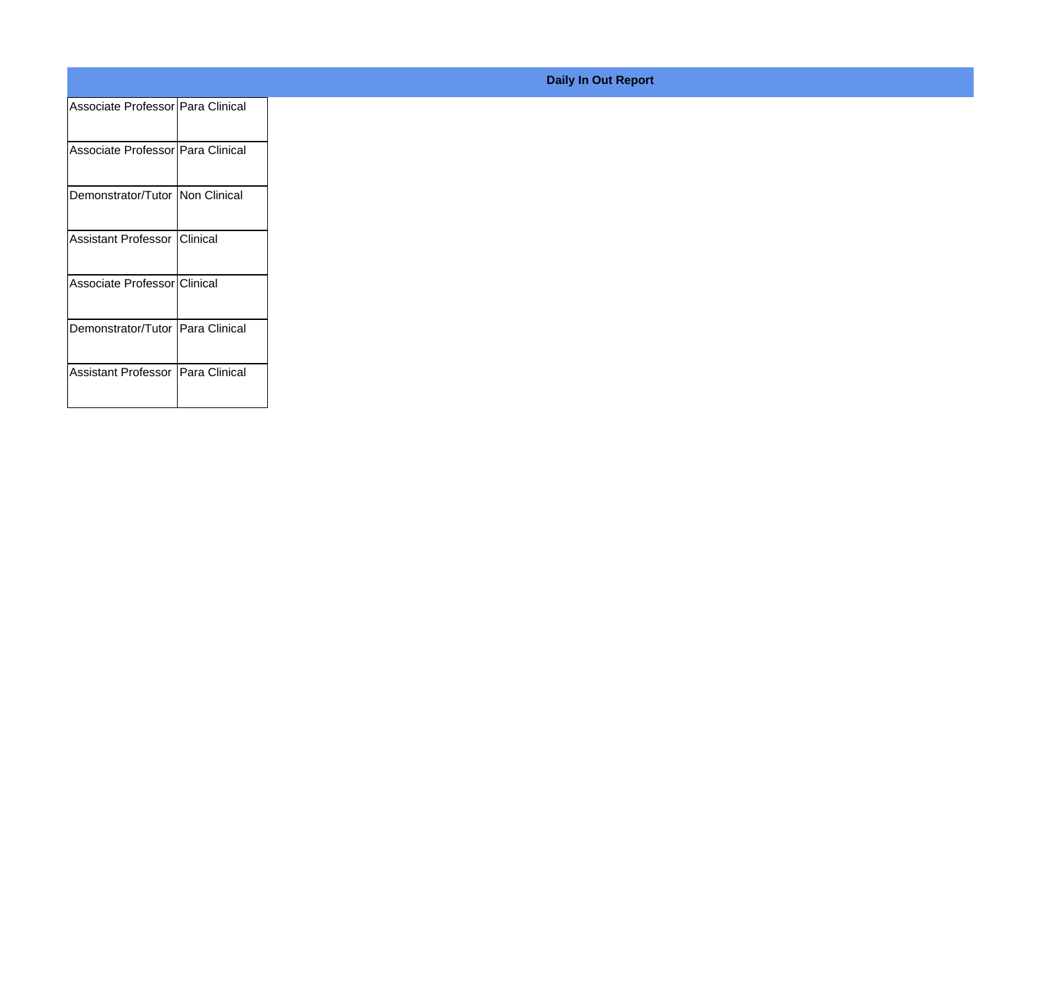**Daily In Out Report**

| | |
|---|---|
| Associate Professor | Para Clinical |
| Associate Professor | Para Clinical |
| Demonstrator/Tutor | Non Clinical |
| Assistant Professor | Clinical |
| Associate Professor | Clinical |
| Demonstrator/Tutor | Para Clinical |
| Assistant Professor | Para Clinical |